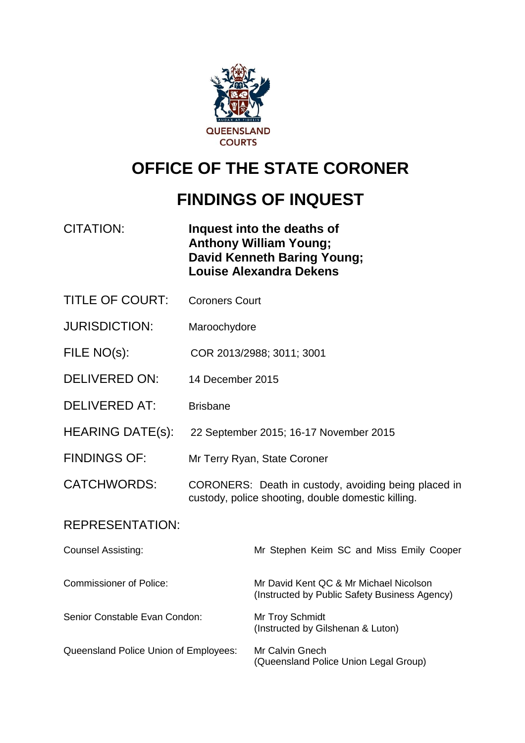QUEENSLAND COURTS

# OFFICE OF THE STATE CORONER

# FINDINGS OF INQUEST

| | |
|---|---|
| CITATION: | **Inquest into the deaths of Anthony William Young; David Kenneth Baring Young; Louise Alexandra Dekens** |
| TITLE OF COURT: | Coroners Court |
| JURISDICTION: | Maroochydore |
| FILE NO(s): | COR 2013/2988; 3011; 3001 |
| DELIVERED ON: | 14 December 2015 |
| DELIVERED AT: | Brisbane |
| HEARING DATE(s): | 22 September 2015; 16-17 November 2015 |
| FINDINGS OF: | Mr Terry Ryan, State Coroner |
| CATCHWORDS: | CORONERS: Death in custody, avoiding being placed in custody, police shooting, double domestic killing. |

REPRESENTATION:

| | |
|---|---|
| Counsel Assisting: | Mr Stephen Keim SC and Miss Emily Cooper |
| Commissioner of Police: | Mr David Kent QC & Mr Michael Nicolson (Instructed by Public Safety Business Agency) |
| Senior Constable Evan Condon: | Mr Troy Schmidt (Instructed by Gilshenan & Luton) |
| Queensland Police Union of Employees: | Mr Calvin Gnech (Queensland Police Union Legal Group) |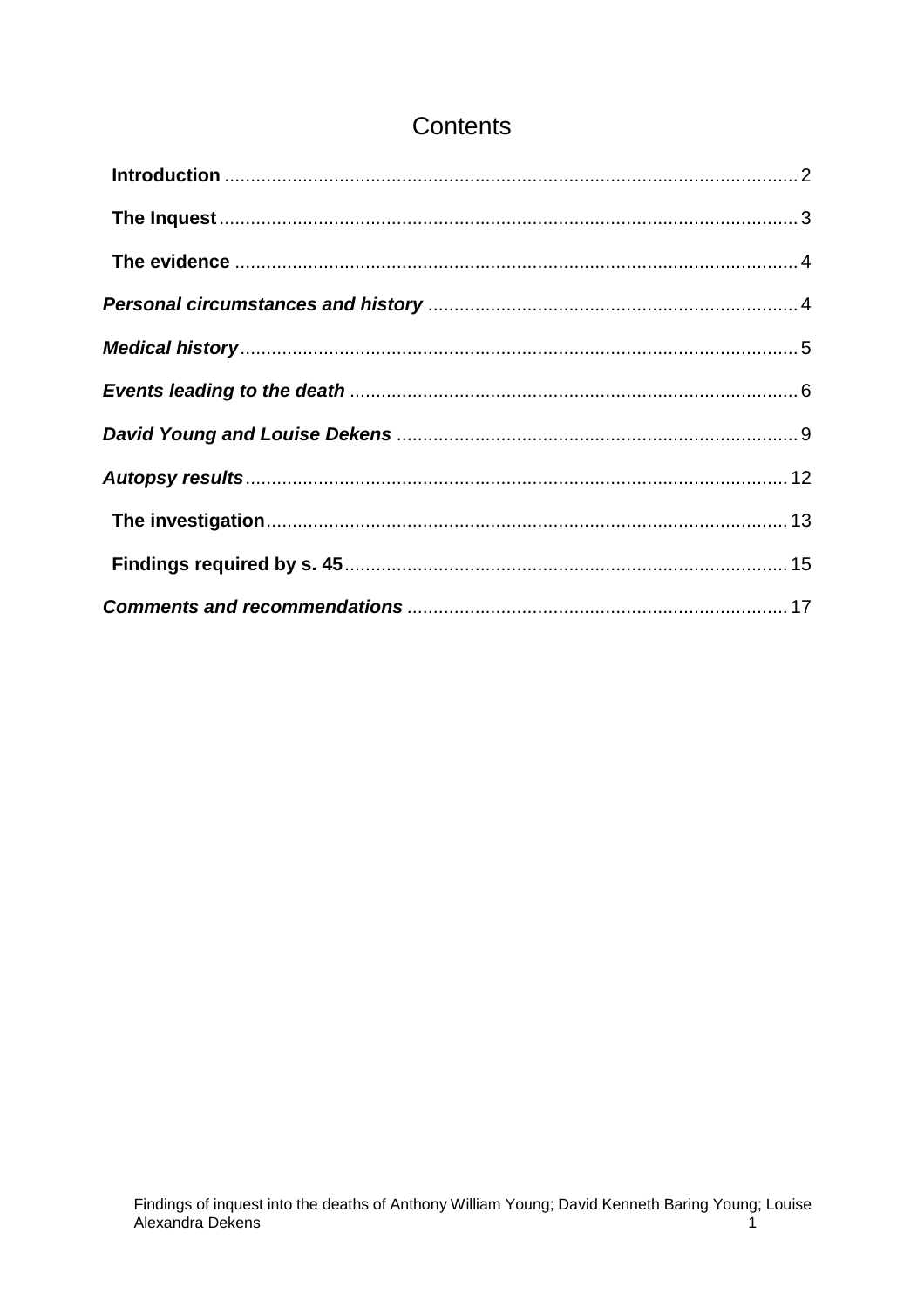# Contents

**Introduction** .......... 2

**The Inquest** .......... 3

**The evidence** .......... 4

***Personal circumstances and history*** .......... 4

***Medical history*** .......... 5

***Events leading to the death*** .......... 6

***David Young and Louise Dekens*** .......... 9

***Autopsy results*** .......... 12

**The investigation** .......... 13

**Findings required by s. 45** .......... 15

***Comments and recommendations*** .......... 17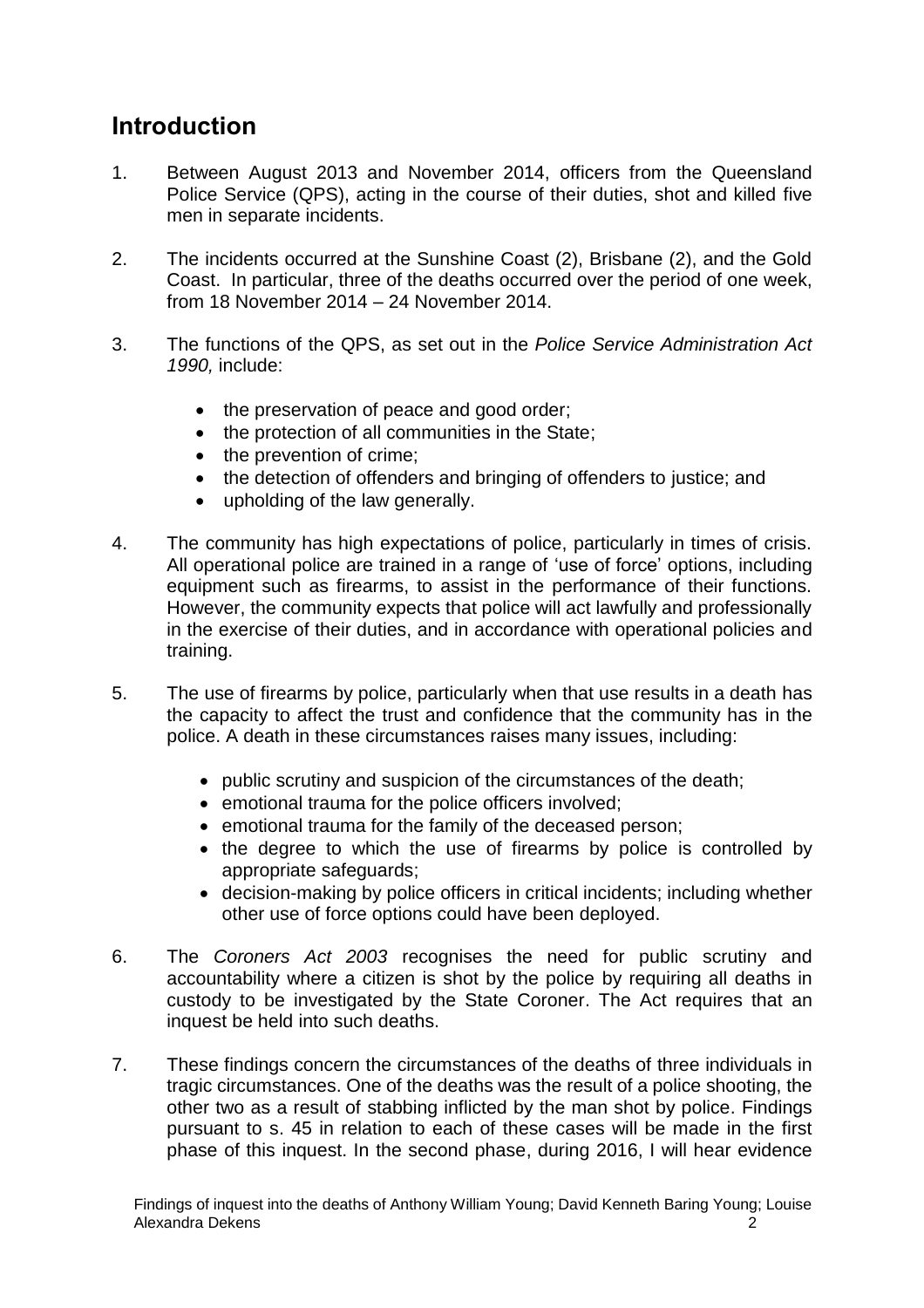## Introduction

1. Between August 2013 and November 2014, officers from the Queensland Police Service (QPS), acting in the course of their duties, shot and killed five men in separate incidents.

2. The incidents occurred at the Sunshine Coast (2), Brisbane (2), and the Gold Coast. In particular, three of the deaths occurred over the period of one week, from 18 November 2014 – 24 November 2014.

3. The functions of the QPS, as set out in the *Police Service Administration Act 1990,* include:

   - the preservation of peace and good order;
   - the protection of all communities in the State;
   - the prevention of crime;
   - the detection of offenders and bringing of offenders to justice; and
   - upholding of the law generally.

4. The community has high expectations of police, particularly in times of crisis. All operational police are trained in a range of 'use of force' options, including equipment such as firearms, to assist in the performance of their functions. However, the community expects that police will act lawfully and professionally in the exercise of their duties, and in accordance with operational policies and training.

5. The use of firearms by police, particularly when that use results in a death has the capacity to affect the trust and confidence that the community has in the police. A death in these circumstances raises many issues, including:

   - public scrutiny and suspicion of the circumstances of the death;
   - emotional trauma for the police officers involved;
   - emotional trauma for the family of the deceased person;
   - the degree to which the use of firearms by police is controlled by appropriate safeguards;
   - decision-making by police officers in critical incidents; including whether other use of force options could have been deployed.

6. The *Coroners Act 2003* recognises the need for public scrutiny and accountability where a citizen is shot by the police by requiring all deaths in custody to be investigated by the State Coroner. The Act requires that an inquest be held into such deaths.

7. These findings concern the circumstances of the deaths of three individuals in tragic circumstances. One of the deaths was the result of a police shooting, the other two as a result of stabbing inflicted by the man shot by police. Findings pursuant to s. 45 in relation to each of these cases will be made in the first phase of this inquest. In the second phase, during 2016, I will hear evidence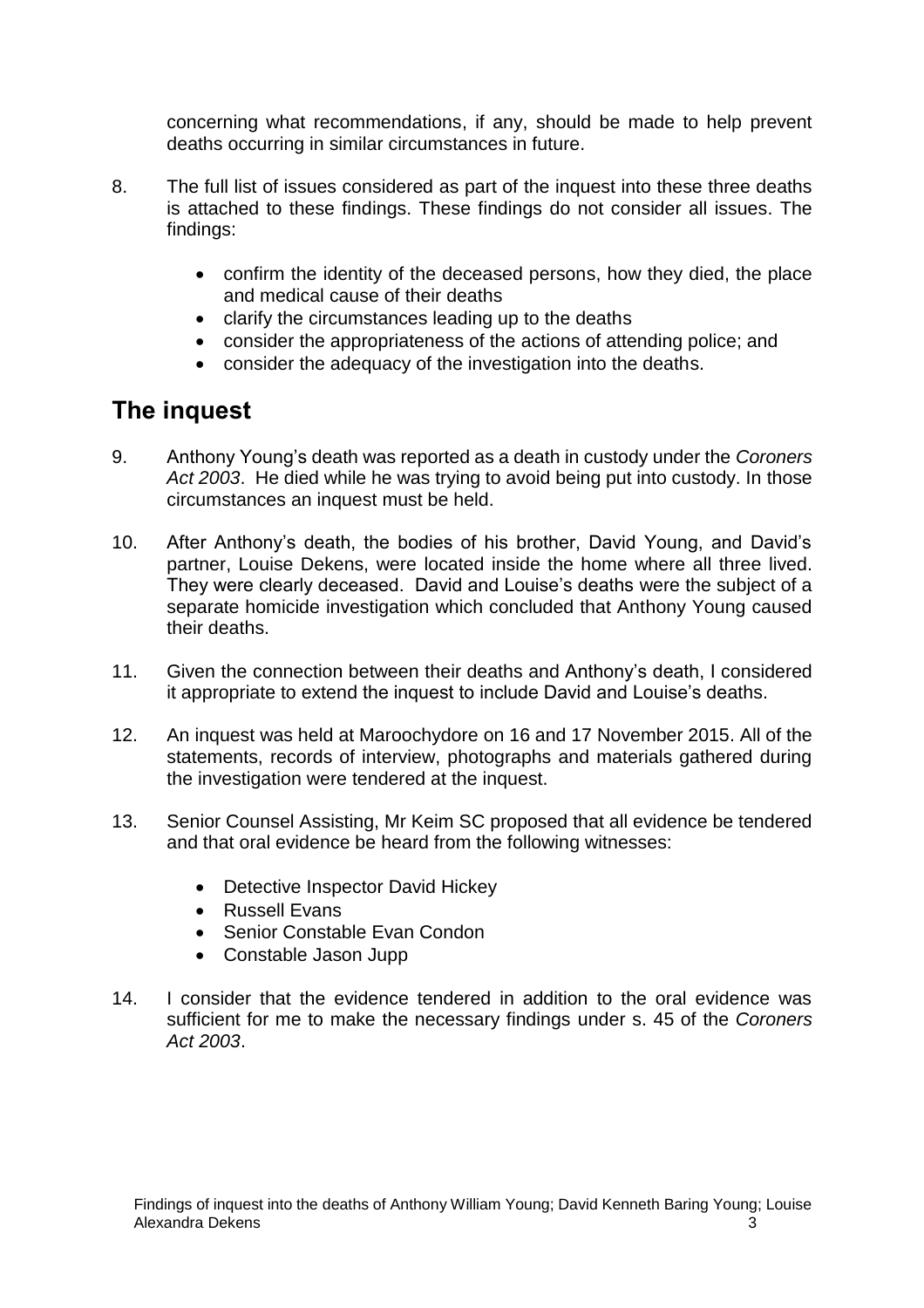concerning what recommendations, if any, should be made to help prevent deaths occurring in similar circumstances in future.

8. The full list of issues considered as part of the inquest into these three deaths is attached to these findings. These findings do not consider all issues. The findings:

   - confirm the identity of the deceased persons, how they died, the place and medical cause of their deaths
   - clarify the circumstances leading up to the deaths
   - consider the appropriateness of the actions of attending police; and
   - consider the adequacy of the investigation into the deaths.

## The inquest

9. Anthony Young's death was reported as a death in custody under the *Coroners Act 2003*. He died while he was trying to avoid being put into custody. In those circumstances an inquest must be held.

10. After Anthony's death, the bodies of his brother, David Young, and David's partner, Louise Dekens, were located inside the home where all three lived. They were clearly deceased. David and Louise's deaths were the subject of a separate homicide investigation which concluded that Anthony Young caused their deaths.

11. Given the connection between their deaths and Anthony's death, I considered it appropriate to extend the inquest to include David and Louise's deaths.

12. An inquest was held at Maroochydore on 16 and 17 November 2015. All of the statements, records of interview, photographs and materials gathered during the investigation were tendered at the inquest.

13. Senior Counsel Assisting, Mr Keim SC proposed that all evidence be tendered and that oral evidence be heard from the following witnesses:

   - Detective Inspector David Hickey
   - Russell Evans
   - Senior Constable Evan Condon
   - Constable Jason Jupp

14. I consider that the evidence tendered in addition to the oral evidence was sufficient for me to make the necessary findings under s. 45 of the *Coroners Act 2003*.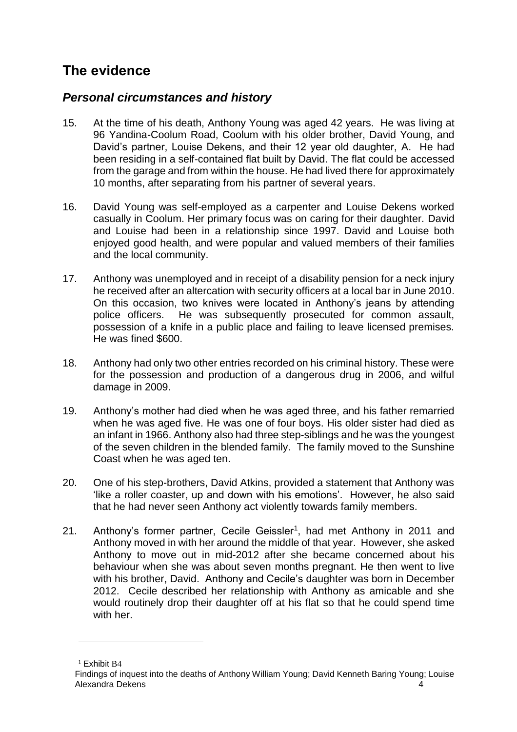## The evidence

### *Personal circumstances and history*

15. At the time of his death, Anthony Young was aged 42 years. He was living at 96 Yandina-Coolum Road, Coolum with his older brother, David Young, and David's partner, Louise Dekens, and their 12 year old daughter, A. He had been residing in a self-contained flat built by David. The flat could be accessed from the garage and from within the house. He had lived there for approximately 10 months, after separating from his partner of several years.

16. David Young was self-employed as a carpenter and Louise Dekens worked casually in Coolum. Her primary focus was on caring for their daughter. David and Louise had been in a relationship since 1997. David and Louise both enjoyed good health, and were popular and valued members of their families and the local community.

17. Anthony was unemployed and in receipt of a disability pension for a neck injury he received after an altercation with security officers at a local bar in June 2010. On this occasion, two knives were located in Anthony's jeans by attending police officers. He was subsequently prosecuted for common assault, possession of a knife in a public place and failing to leave licensed premises. He was fined $600.

18. Anthony had only two other entries recorded on his criminal history. These were for the possession and production of a dangerous drug in 2006, and wilful damage in 2009.

19. Anthony's mother had died when he was aged three, and his father remarried when he was aged five. He was one of four boys. His older sister had died as an infant in 1966. Anthony also had three step-siblings and he was the youngest of the seven children in the blended family. The family moved to the Sunshine Coast when he was aged ten.

20. One of his step-brothers, David Atkins, provided a statement that Anthony was 'like a roller coaster, up and down with his emotions'. However, he also said that he had never seen Anthony act violently towards family members.

21. Anthony's former partner, Cecile Geissler[1], had met Anthony in 2011 and Anthony moved in with her around the middle of that year. However, she asked Anthony to move out in mid-2012 after she became concerned about his behaviour when she was about seven months pregnant. He then went to live with his brother, David. Anthony and Cecile's daughter was born in December 2012. Cecile described her relationship with Anthony as amicable and she would routinely drop their daughter off at his flat so that he could spend time with her.

---

[1] Exhibit B4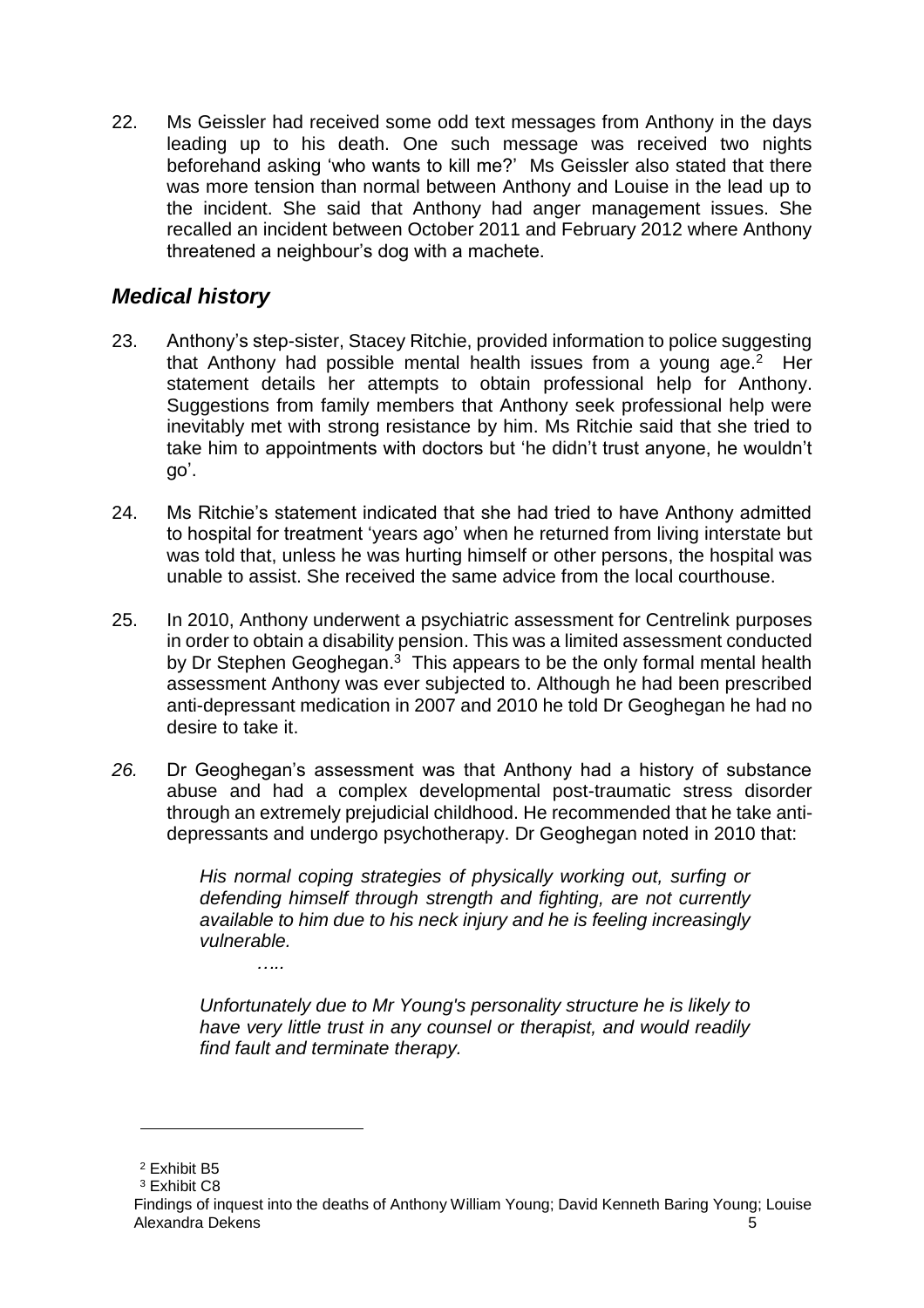22. Ms Geissler had received some odd text messages from Anthony in the days leading up to his death. One such message was received two nights beforehand asking 'who wants to kill me?' Ms Geissler also stated that there was more tension than normal between Anthony and Louise in the lead up to the incident. She said that Anthony had anger management issues. She recalled an incident between October 2011 and February 2012 where Anthony threatened a neighbour's dog with a machete.

## *Medical history*

23. Anthony's step-sister, Stacey Ritchie, provided information to police suggesting that Anthony had possible mental health issues from a young age.[2] Her statement details her attempts to obtain professional help for Anthony. Suggestions from family members that Anthony seek professional help were inevitably met with strong resistance by him. Ms Ritchie said that she tried to take him to appointments with doctors but 'he didn't trust anyone, he wouldn't go'.

24. Ms Ritchie's statement indicated that she had tried to have Anthony admitted to hospital for treatment 'years ago' when he returned from living interstate but was told that, unless he was hurting himself or other persons, the hospital was unable to assist. She received the same advice from the local courthouse.

25. In 2010, Anthony underwent a psychiatric assessment for Centrelink purposes in order to obtain a disability pension. This was a limited assessment conducted by Dr Stephen Geoghegan.[3] This appears to be the only formal mental health assessment Anthony was ever subjected to. Although he had been prescribed anti-depressant medication in 2007 and 2010 he told Dr Geoghegan he had no desire to take it.

*26.* Dr Geoghegan's assessment was that Anthony had a history of substance abuse and had a complex developmental post-traumatic stress disorder through an extremely prejudicial childhood. He recommended that he take anti-depressants and undergo psychotherapy. Dr Geoghegan noted in 2010 that:

> *His normal coping strategies of physically working out, surfing or defending himself through strength and fighting, are not currently available to him due to his neck injury and he is feeling increasingly vulnerable.*
>
> *…..*
>
> *Unfortunately due to Mr Young's personality structure he is likely to have very little trust in any counsel or therapist, and would readily find fault and terminate therapy.*

---

[2] Exhibit B5

[3] Exhibit C8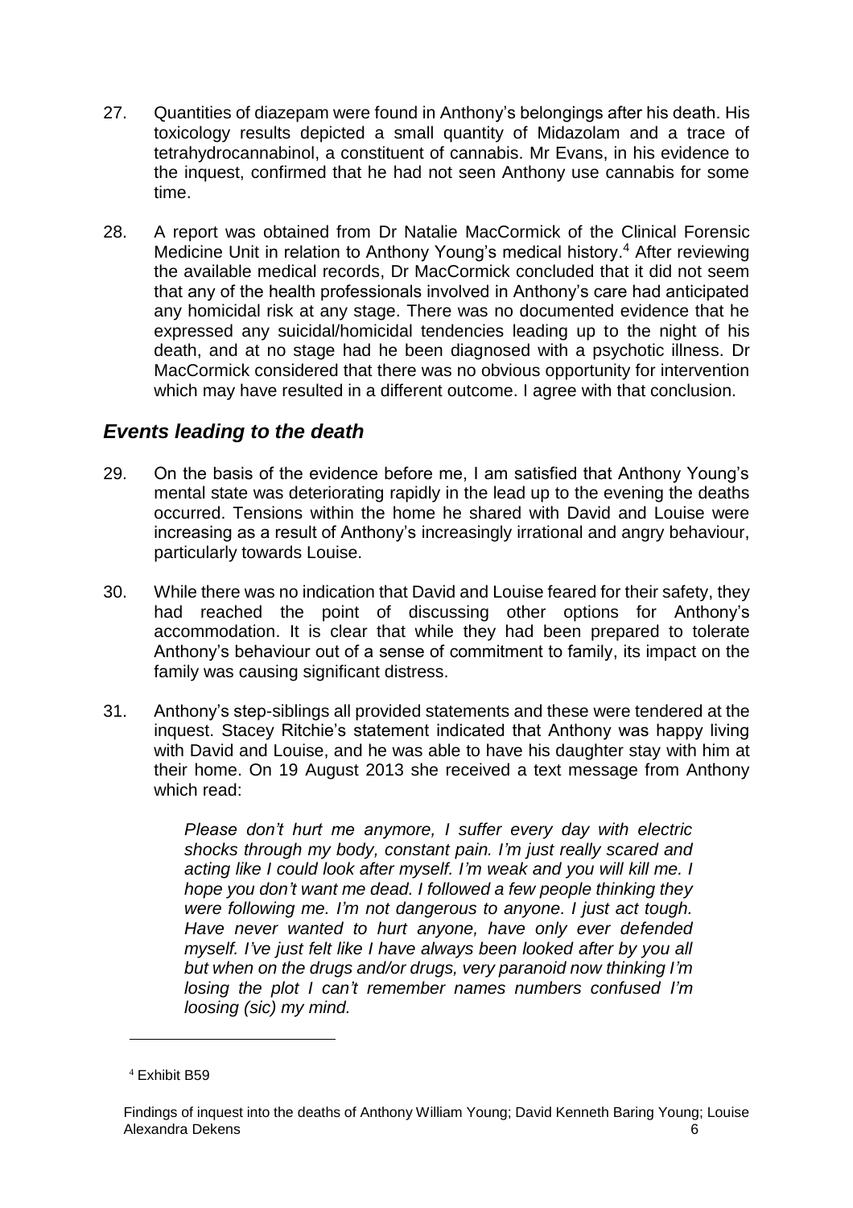27. Quantities of diazepam were found in Anthony's belongings after his death. His toxicology results depicted a small quantity of Midazolam and a trace of tetrahydrocannabinol, a constituent of cannabis. Mr Evans, in his evidence to the inquest, confirmed that he had not seen Anthony use cannabis for some time.

28. A report was obtained from Dr Natalie MacCormick of the Clinical Forensic Medicine Unit in relation to Anthony Young's medical history.[4] After reviewing the available medical records, Dr MacCormick concluded that it did not seem that any of the health professionals involved in Anthony's care had anticipated any homicidal risk at any stage. There was no documented evidence that he expressed any suicidal/homicidal tendencies leading up to the night of his death, and at no stage had he been diagnosed with a psychotic illness. Dr MacCormick considered that there was no obvious opportunity for intervention which may have resulted in a different outcome. I agree with that conclusion.

## *Events leading to the death*

29. On the basis of the evidence before me, I am satisfied that Anthony Young's mental state was deteriorating rapidly in the lead up to the evening the deaths occurred. Tensions within the home he shared with David and Louise were increasing as a result of Anthony's increasingly irrational and angry behaviour, particularly towards Louise.

30. While there was no indication that David and Louise feared for their safety, they had reached the point of discussing other options for Anthony's accommodation. It is clear that while they had been prepared to tolerate Anthony's behaviour out of a sense of commitment to family, its impact on the family was causing significant distress.

31. Anthony's step-siblings all provided statements and these were tendered at the inquest. Stacey Ritchie's statement indicated that Anthony was happy living with David and Louise, and he was able to have his daughter stay with him at their home. On 19 August 2013 she received a text message from Anthony which read:

> *Please don't hurt me anymore, I suffer every day with electric shocks through my body, constant pain. I'm just really scared and acting like I could look after myself. I'm weak and you will kill me. I hope you don't want me dead. I followed a few people thinking they were following me. I'm not dangerous to anyone. I just act tough. Have never wanted to hurt anyone, have only ever defended myself. I've just felt like I have always been looked after by you all but when on the drugs and/or drugs, very paranoid now thinking I'm losing the plot I can't remember names numbers confused I'm loosing (sic) my mind.*

[4] Exhibit B59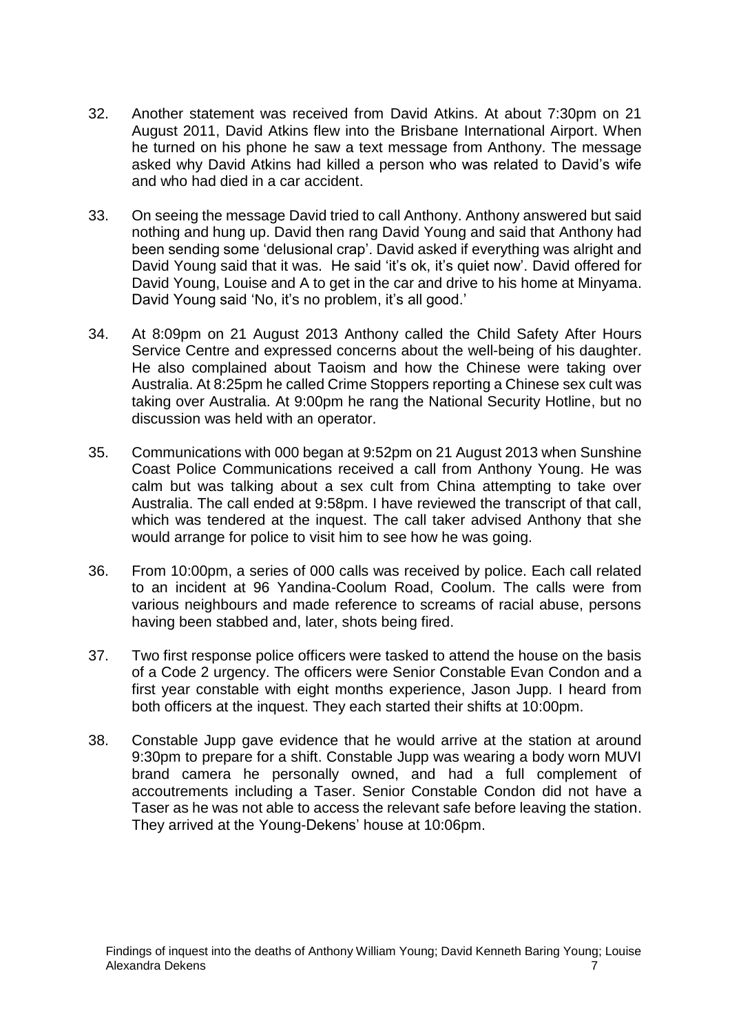32. Another statement was received from David Atkins. At about 7:30pm on 21 August 2011, David Atkins flew into the Brisbane International Airport. When he turned on his phone he saw a text message from Anthony. The message asked why David Atkins had killed a person who was related to David's wife and who had died in a car accident.

33. On seeing the message David tried to call Anthony. Anthony answered but said nothing and hung up. David then rang David Young and said that Anthony had been sending some 'delusional crap'. David asked if everything was alright and David Young said that it was. He said 'it's ok, it's quiet now'. David offered for David Young, Louise and A to get in the car and drive to his home at Minyama. David Young said 'No, it's no problem, it's all good.'

34. At 8:09pm on 21 August 2013 Anthony called the Child Safety After Hours Service Centre and expressed concerns about the well-being of his daughter. He also complained about Taoism and how the Chinese were taking over Australia. At 8:25pm he called Crime Stoppers reporting a Chinese sex cult was taking over Australia. At 9:00pm he rang the National Security Hotline, but no discussion was held with an operator.

35. Communications with 000 began at 9:52pm on 21 August 2013 when Sunshine Coast Police Communications received a call from Anthony Young. He was calm but was talking about a sex cult from China attempting to take over Australia. The call ended at 9:58pm. I have reviewed the transcript of that call, which was tendered at the inquest. The call taker advised Anthony that she would arrange for police to visit him to see how he was going.

36. From 10:00pm, a series of 000 calls was received by police. Each call related to an incident at 96 Yandina-Coolum Road, Coolum. The calls were from various neighbours and made reference to screams of racial abuse, persons having been stabbed and, later, shots being fired.

37. Two first response police officers were tasked to attend the house on the basis of a Code 2 urgency. The officers were Senior Constable Evan Condon and a first year constable with eight months experience, Jason Jupp. I heard from both officers at the inquest. They each started their shifts at 10:00pm.

38. Constable Jupp gave evidence that he would arrive at the station at around 9:30pm to prepare for a shift. Constable Jupp was wearing a body worn MUVI brand camera he personally owned, and had a full complement of accoutrements including a Taser. Senior Constable Condon did not have a Taser as he was not able to access the relevant safe before leaving the station. They arrived at the Young-Dekens' house at 10:06pm.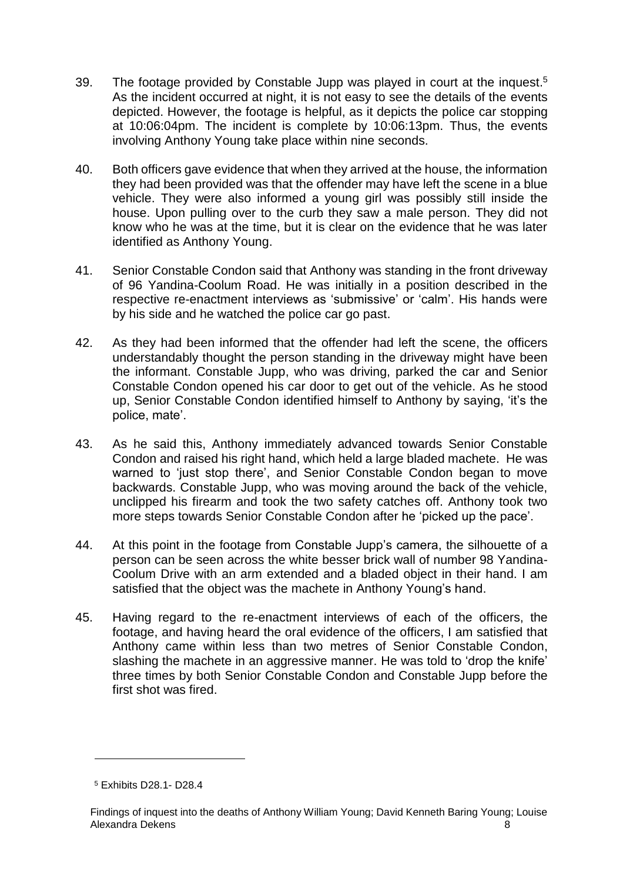39. The footage provided by Constable Jupp was played in court at the inquest.[5] As the incident occurred at night, it is not easy to see the details of the events depicted. However, the footage is helpful, as it depicts the police car stopping at 10:06:04pm. The incident is complete by 10:06:13pm. Thus, the events involving Anthony Young take place within nine seconds.

40. Both officers gave evidence that when they arrived at the house, the information they had been provided was that the offender may have left the scene in a blue vehicle. They were also informed a young girl was possibly still inside the house. Upon pulling over to the curb they saw a male person. They did not know who he was at the time, but it is clear on the evidence that he was later identified as Anthony Young.

41. Senior Constable Condon said that Anthony was standing in the front driveway of 96 Yandina-Coolum Road. He was initially in a position described in the respective re-enactment interviews as 'submissive' or 'calm'. His hands were by his side and he watched the police car go past.

42. As they had been informed that the offender had left the scene, the officers understandably thought the person standing in the driveway might have been the informant. Constable Jupp, who was driving, parked the car and Senior Constable Condon opened his car door to get out of the vehicle. As he stood up, Senior Constable Condon identified himself to Anthony by saying, 'it's the police, mate'.

43. As he said this, Anthony immediately advanced towards Senior Constable Condon and raised his right hand, which held a large bladed machete. He was warned to 'just stop there', and Senior Constable Condon began to move backwards. Constable Jupp, who was moving around the back of the vehicle, unclipped his firearm and took the two safety catches off. Anthony took two more steps towards Senior Constable Condon after he 'picked up the pace'.

44. At this point in the footage from Constable Jupp's camera, the silhouette of a person can be seen across the white besser brick wall of number 98 Yandina-Coolum Drive with an arm extended and a bladed object in their hand. I am satisfied that the object was the machete in Anthony Young's hand.

45. Having regard to the re-enactment interviews of each of the officers, the footage, and having heard the oral evidence of the officers, I am satisfied that Anthony came within less than two metres of Senior Constable Condon, slashing the machete in an aggressive manner. He was told to 'drop the knife' three times by both Senior Constable Condon and Constable Jupp before the first shot was fired.

---

[5] Exhibits D28.1- D28.4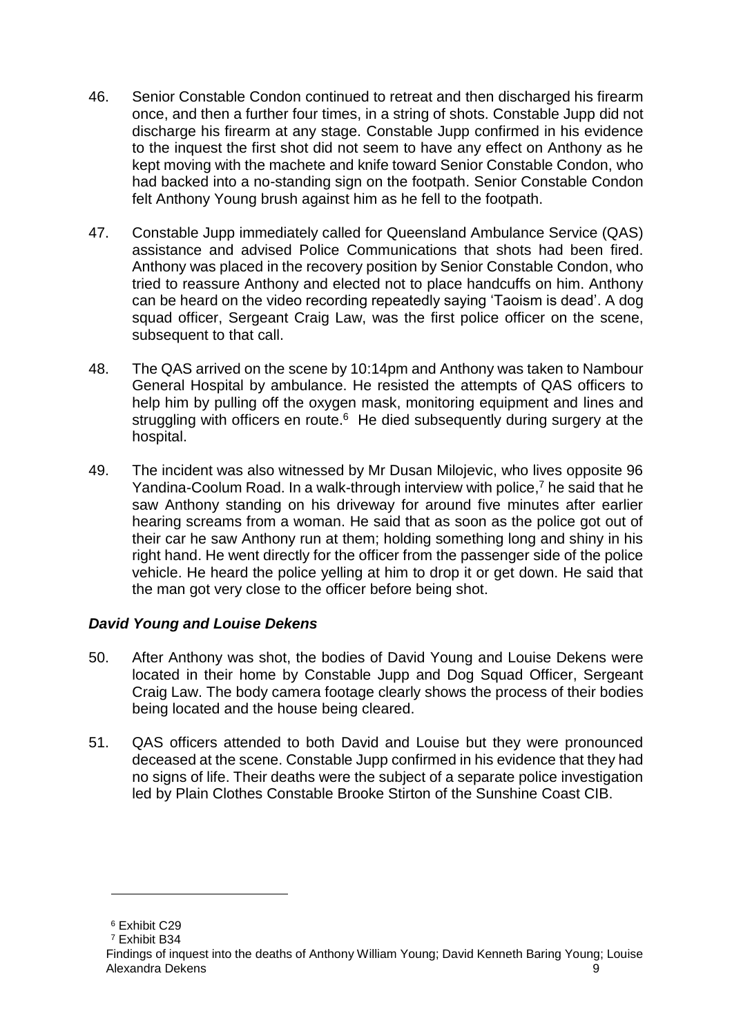46. Senior Constable Condon continued to retreat and then discharged his firearm once, and then a further four times, in a string of shots. Constable Jupp did not discharge his firearm at any stage. Constable Jupp confirmed in his evidence to the inquest the first shot did not seem to have any effect on Anthony as he kept moving with the machete and knife toward Senior Constable Condon, who had backed into a no-standing sign on the footpath. Senior Constable Condon felt Anthony Young brush against him as he fell to the footpath.

47. Constable Jupp immediately called for Queensland Ambulance Service (QAS) assistance and advised Police Communications that shots had been fired. Anthony was placed in the recovery position by Senior Constable Condon, who tried to reassure Anthony and elected not to place handcuffs on him. Anthony can be heard on the video recording repeatedly saying 'Taoism is dead'. A dog squad officer, Sergeant Craig Law, was the first police officer on the scene, subsequent to that call.

48. The QAS arrived on the scene by 10:14pm and Anthony was taken to Nambour General Hospital by ambulance. He resisted the attempts of QAS officers to help him by pulling off the oxygen mask, monitoring equipment and lines and struggling with officers en route.[6] He died subsequently during surgery at the hospital.

49. The incident was also witnessed by Mr Dusan Milojevic, who lives opposite 96 Yandina-Coolum Road. In a walk-through interview with police,[7] he said that he saw Anthony standing on his driveway for around five minutes after earlier hearing screams from a woman. He said that as soon as the police got out of their car he saw Anthony run at them; holding something long and shiny in his right hand. He went directly for the officer from the passenger side of the police vehicle. He heard the police yelling at him to drop it or get down. He said that the man got very close to the officer before being shot.

### *David Young and Louise Dekens*

50. After Anthony was shot, the bodies of David Young and Louise Dekens were located in their home by Constable Jupp and Dog Squad Officer, Sergeant Craig Law. The body camera footage clearly shows the process of their bodies being located and the house being cleared.

51. QAS officers attended to both David and Louise but they were pronounced deceased at the scene. Constable Jupp confirmed in his evidence that they had no signs of life. Their deaths were the subject of a separate police investigation led by Plain Clothes Constable Brooke Stirton of the Sunshine Coast CIB.

---

[6] Exhibit C29

[7] Exhibit B34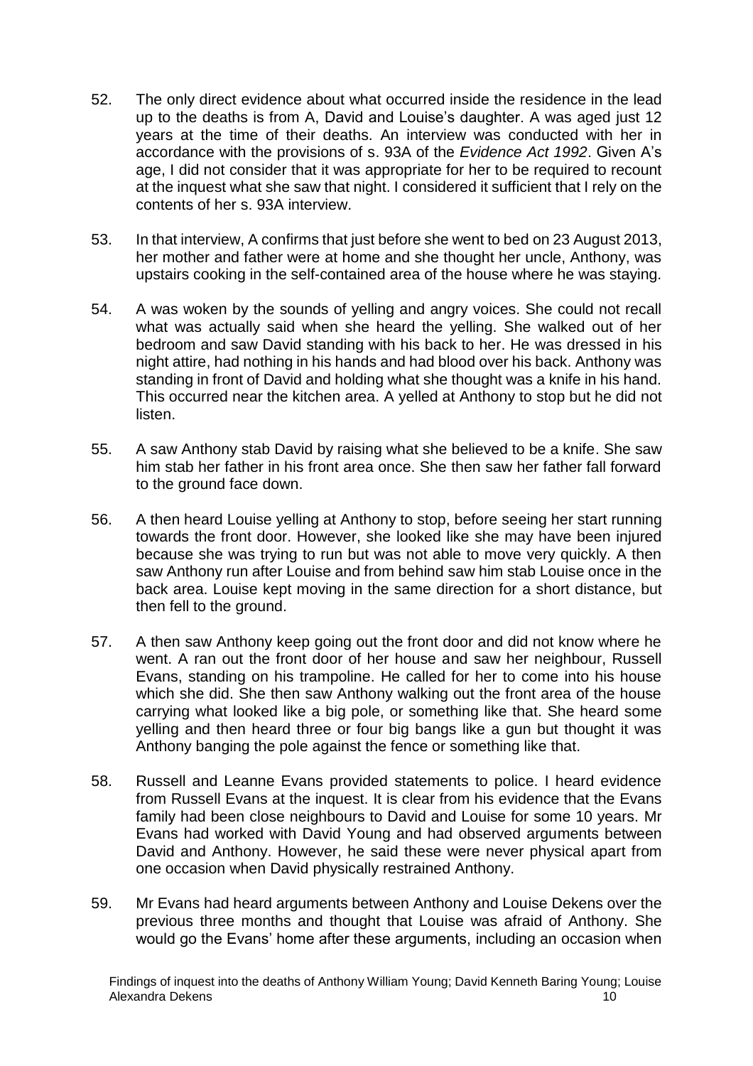52. The only direct evidence about what occurred inside the residence in the lead up to the deaths is from A, David and Louise's daughter. A was aged just 12 years at the time of their deaths. An interview was conducted with her in accordance with the provisions of s. 93A of the *Evidence Act 1992*. Given A's age, I did not consider that it was appropriate for her to be required to recount at the inquest what she saw that night. I considered it sufficient that I rely on the contents of her s. 93A interview.

53. In that interview, A confirms that just before she went to bed on 23 August 2013, her mother and father were at home and she thought her uncle, Anthony, was upstairs cooking in the self-contained area of the house where he was staying.

54. A was woken by the sounds of yelling and angry voices. She could not recall what was actually said when she heard the yelling. She walked out of her bedroom and saw David standing with his back to her. He was dressed in his night attire, had nothing in his hands and had blood over his back. Anthony was standing in front of David and holding what she thought was a knife in his hand. This occurred near the kitchen area. A yelled at Anthony to stop but he did not listen.

55. A saw Anthony stab David by raising what she believed to be a knife. She saw him stab her father in his front area once. She then saw her father fall forward to the ground face down.

56. A then heard Louise yelling at Anthony to stop, before seeing her start running towards the front door. However, she looked like she may have been injured because she was trying to run but was not able to move very quickly. A then saw Anthony run after Louise and from behind saw him stab Louise once in the back area. Louise kept moving in the same direction for a short distance, but then fell to the ground.

57. A then saw Anthony keep going out the front door and did not know where he went. A ran out the front door of her house and saw her neighbour, Russell Evans, standing on his trampoline. He called for her to come into his house which she did. She then saw Anthony walking out the front area of the house carrying what looked like a big pole, or something like that. She heard some yelling and then heard three or four big bangs like a gun but thought it was Anthony banging the pole against the fence or something like that.

58. Russell and Leanne Evans provided statements to police. I heard evidence from Russell Evans at the inquest. It is clear from his evidence that the Evans family had been close neighbours to David and Louise for some 10 years. Mr Evans had worked with David Young and had observed arguments between David and Anthony. However, he said these were never physical apart from one occasion when David physically restrained Anthony.

59. Mr Evans had heard arguments between Anthony and Louise Dekens over the previous three months and thought that Louise was afraid of Anthony. She would go the Evans' home after these arguments, including an occasion when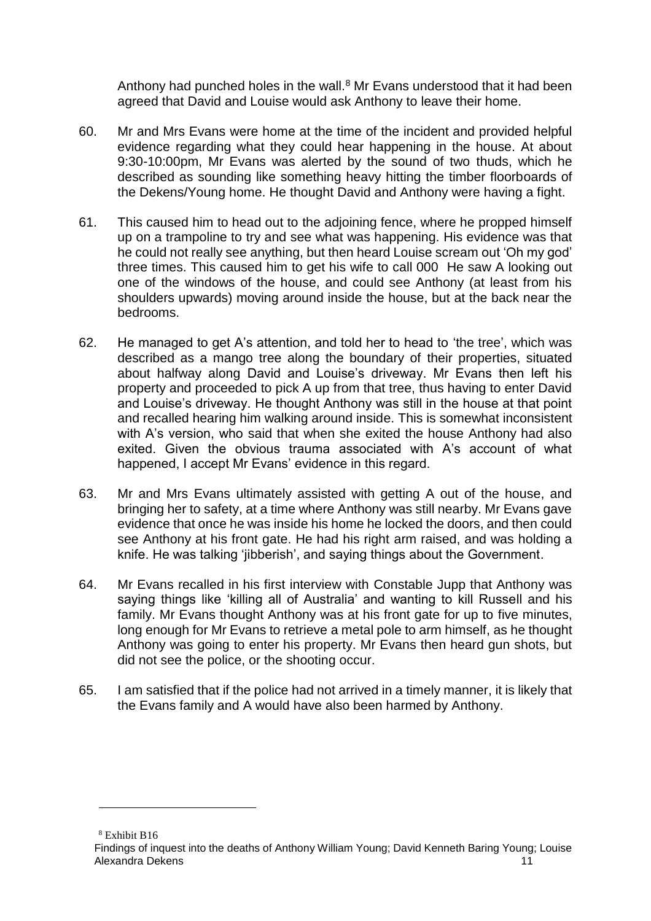Anthony had punched holes in the wall.[8] Mr Evans understood that it had been agreed that David and Louise would ask Anthony to leave their home.

60. Mr and Mrs Evans were home at the time of the incident and provided helpful evidence regarding what they could hear happening in the house. At about 9:30-10:00pm, Mr Evans was alerted by the sound of two thuds, which he described as sounding like something heavy hitting the timber floorboards of the Dekens/Young home. He thought David and Anthony were having a fight.

61. This caused him to head out to the adjoining fence, where he propped himself up on a trampoline to try and see what was happening. His evidence was that he could not really see anything, but then heard Louise scream out 'Oh my god' three times. This caused him to get his wife to call 000 He saw A looking out one of the windows of the house, and could see Anthony (at least from his shoulders upwards) moving around inside the house, but at the back near the bedrooms.

62. He managed to get A's attention, and told her to head to 'the tree', which was described as a mango tree along the boundary of their properties, situated about halfway along David and Louise's driveway. Mr Evans then left his property and proceeded to pick A up from that tree, thus having to enter David and Louise's driveway. He thought Anthony was still in the house at that point and recalled hearing him walking around inside. This is somewhat inconsistent with A's version, who said that when she exited the house Anthony had also exited. Given the obvious trauma associated with A's account of what happened, I accept Mr Evans' evidence in this regard.

63. Mr and Mrs Evans ultimately assisted with getting A out of the house, and bringing her to safety, at a time where Anthony was still nearby. Mr Evans gave evidence that once he was inside his home he locked the doors, and then could see Anthony at his front gate. He had his right arm raised, and was holding a knife. He was talking 'jibberish', and saying things about the Government.

64. Mr Evans recalled in his first interview with Constable Jupp that Anthony was saying things like 'killing all of Australia' and wanting to kill Russell and his family. Mr Evans thought Anthony was at his front gate for up to five minutes, long enough for Mr Evans to retrieve a metal pole to arm himself, as he thought Anthony was going to enter his property. Mr Evans then heard gun shots, but did not see the police, or the shooting occur.

65. I am satisfied that if the police had not arrived in a timely manner, it is likely that the Evans family and A would have also been harmed by Anthony.

---

[8] Exhibit B16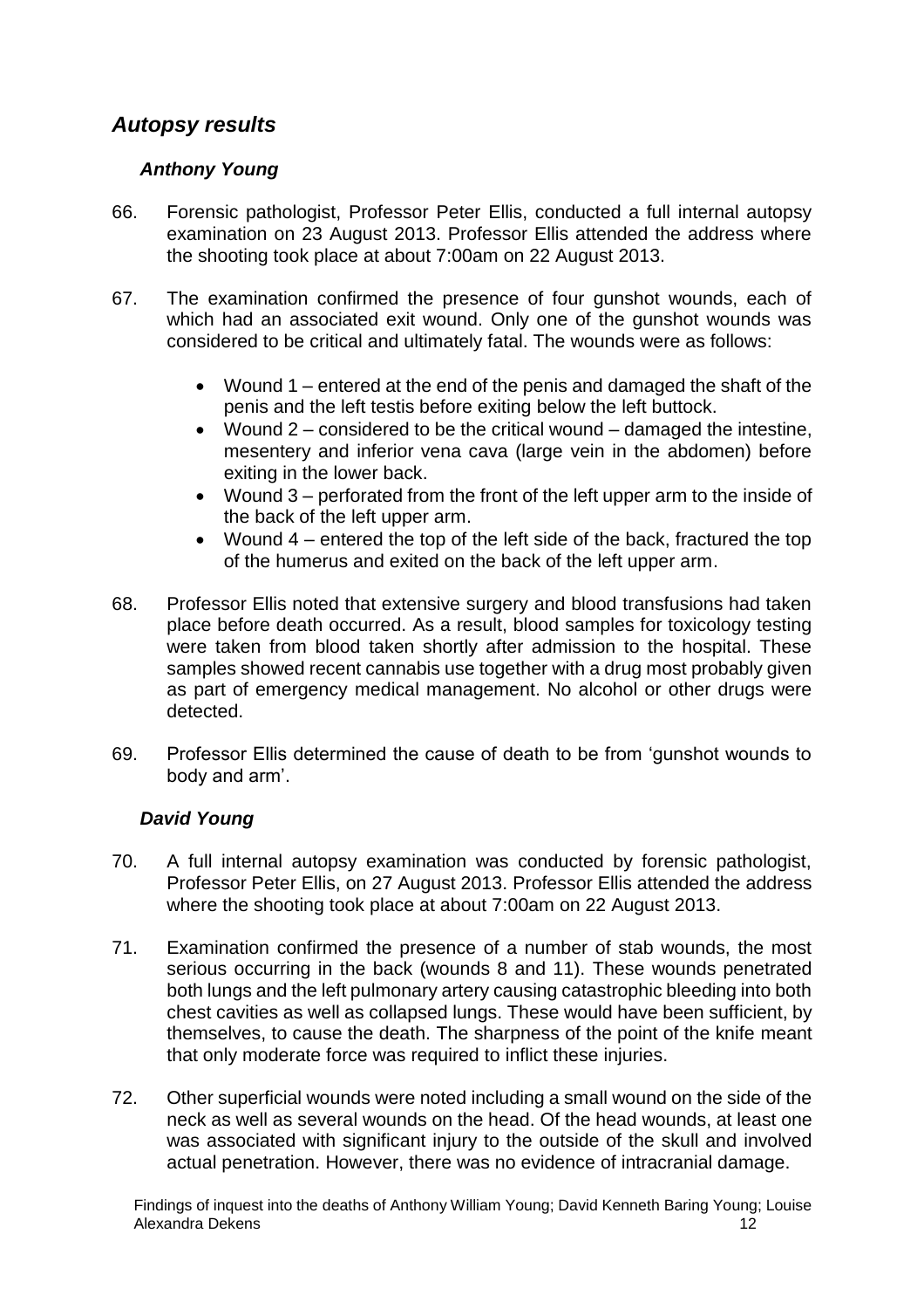## *Autopsy results*

### *Anthony Young*

66. Forensic pathologist, Professor Peter Ellis, conducted a full internal autopsy examination on 23 August 2013. Professor Ellis attended the address where the shooting took place at about 7:00am on 22 August 2013.

67. The examination confirmed the presence of four gunshot wounds, each of which had an associated exit wound. Only one of the gunshot wounds was considered to be critical and ultimately fatal. The wounds were as follows:

    - Wound 1 – entered at the end of the penis and damaged the shaft of the penis and the left testis before exiting below the left buttock.
    - Wound 2 – considered to be the critical wound – damaged the intestine, mesentery and inferior vena cava (large vein in the abdomen) before exiting in the lower back.
    - Wound 3 – perforated from the front of the left upper arm to the inside of the back of the left upper arm.
    - Wound 4 – entered the top of the left side of the back, fractured the top of the humerus and exited on the back of the left upper arm.

68. Professor Ellis noted that extensive surgery and blood transfusions had taken place before death occurred. As a result, blood samples for toxicology testing were taken from blood taken shortly after admission to the hospital. These samples showed recent cannabis use together with a drug most probably given as part of emergency medical management. No alcohol or other drugs were detected.

69. Professor Ellis determined the cause of death to be from 'gunshot wounds to body and arm'.

### *David Young*

70. A full internal autopsy examination was conducted by forensic pathologist, Professor Peter Ellis, on 27 August 2013. Professor Ellis attended the address where the shooting took place at about 7:00am on 22 August 2013.

71. Examination confirmed the presence of a number of stab wounds, the most serious occurring in the back (wounds 8 and 11). These wounds penetrated both lungs and the left pulmonary artery causing catastrophic bleeding into both chest cavities as well as collapsed lungs. These would have been sufficient, by themselves, to cause the death. The sharpness of the point of the knife meant that only moderate force was required to inflict these injuries.

72. Other superficial wounds were noted including a small wound on the side of the neck as well as several wounds on the head. Of the head wounds, at least one was associated with significant injury to the outside of the skull and involved actual penetration. However, there was no evidence of intracranial damage.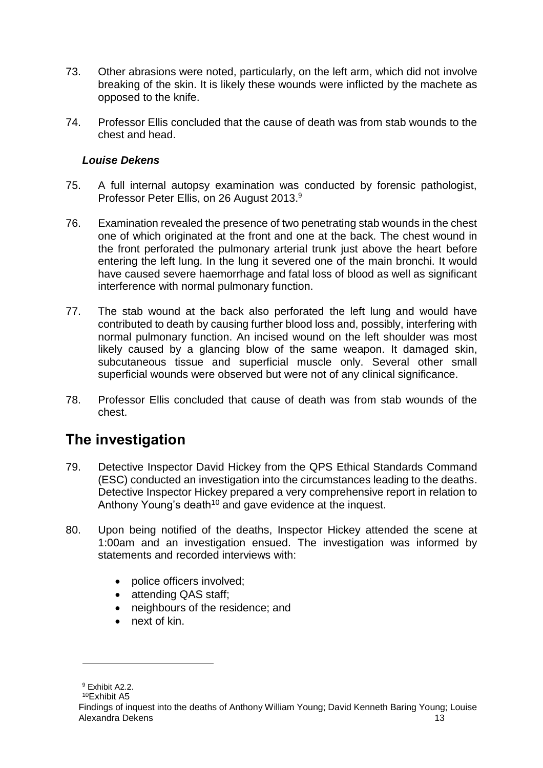73. Other abrasions were noted, particularly, on the left arm, which did not involve breaking of the skin. It is likely these wounds were inflicted by the machete as opposed to the knife.

74. Professor Ellis concluded that the cause of death was from stab wounds to the chest and head.

### *Louise Dekens*

75. A full internal autopsy examination was conducted by forensic pathologist, Professor Peter Ellis, on 26 August 2013.[9]

76. Examination revealed the presence of two penetrating stab wounds in the chest one of which originated at the front and one at the back. The chest wound in the front perforated the pulmonary arterial trunk just above the heart before entering the left lung. In the lung it severed one of the main bronchi. It would have caused severe haemorrhage and fatal loss of blood as well as significant interference with normal pulmonary function.

77. The stab wound at the back also perforated the left lung and would have contributed to death by causing further blood loss and, possibly, interfering with normal pulmonary function. An incised wound on the left shoulder was most likely caused by a glancing blow of the same weapon. It damaged skin, subcutaneous tissue and superficial muscle only. Several other small superficial wounds were observed but were not of any clinical significance.

78. Professor Ellis concluded that cause of death was from stab wounds of the chest.

## The investigation

79. Detective Inspector David Hickey from the QPS Ethical Standards Command (ESC) conducted an investigation into the circumstances leading to the deaths. Detective Inspector Hickey prepared a very comprehensive report in relation to Anthony Young's death[10] and gave evidence at the inquest.

80. Upon being notified of the deaths, Inspector Hickey attended the scene at 1:00am and an investigation ensued. The investigation was informed by statements and recorded interviews with:

- police officers involved;
- attending QAS staff;
- neighbours of the residence; and
- next of kin.

---

[9] Exhibit A2.2.

[10] Exhibit A5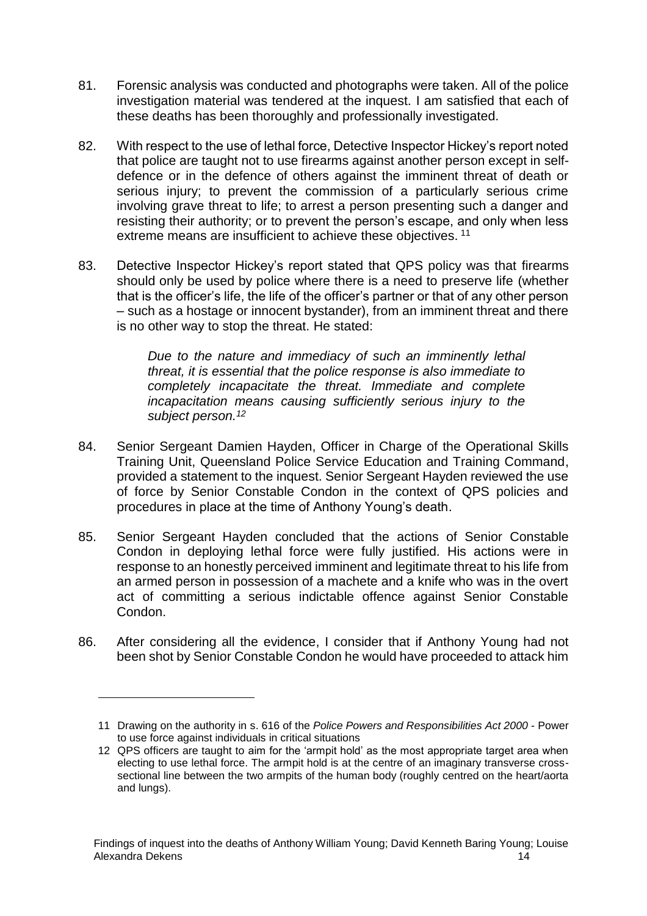81. Forensic analysis was conducted and photographs were taken. All of the police investigation material was tendered at the inquest. I am satisfied that each of these deaths has been thoroughly and professionally investigated.

82. With respect to the use of lethal force, Detective Inspector Hickey's report noted that police are taught not to use firearms against another person except in self-defence or in the defence of others against the imminent threat of death or serious injury; to prevent the commission of a particularly serious crime involving grave threat to life; to arrest a person presenting such a danger and resisting their authority; or to prevent the person's escape, and only when less extreme means are insufficient to achieve these objectives. [11]

83. Detective Inspector Hickey's report stated that QPS policy was that firearms should only be used by police where there is a need to preserve life (whether that is the officer's life, the life of the officer's partner or that of any other person – such as a hostage or innocent bystander), from an imminent threat and there is no other way to stop the threat. He stated:

> *Due to the nature and immediacy of such an imminently lethal threat, it is essential that the police response is also immediate to completely incapacitate the threat. Immediate and complete incapacitation means causing sufficiently serious injury to the subject person.[12]*

84. Senior Sergeant Damien Hayden, Officer in Charge of the Operational Skills Training Unit, Queensland Police Service Education and Training Command, provided a statement to the inquest. Senior Sergeant Hayden reviewed the use of force by Senior Constable Condon in the context of QPS policies and procedures in place at the time of Anthony Young's death.

85. Senior Sergeant Hayden concluded that the actions of Senior Constable Condon in deploying lethal force were fully justified. His actions were in response to an honestly perceived imminent and legitimate threat to his life from an armed person in possession of a machete and a knife who was in the overt act of committing a serious indictable offence against Senior Constable Condon.

86. After considering all the evidence, I consider that if Anthony Young had not been shot by Senior Constable Condon he would have proceeded to attack him

---

11 Drawing on the authority in s. 616 of the *Police Powers and Responsibilities Act 2000* - Power to use force against individuals in critical situations

12 QPS officers are taught to aim for the 'armpit hold' as the most appropriate target area when electing to use lethal force. The armpit hold is at the centre of an imaginary transverse cross-sectional line between the two armpits of the human body (roughly centred on the heart/aorta and lungs).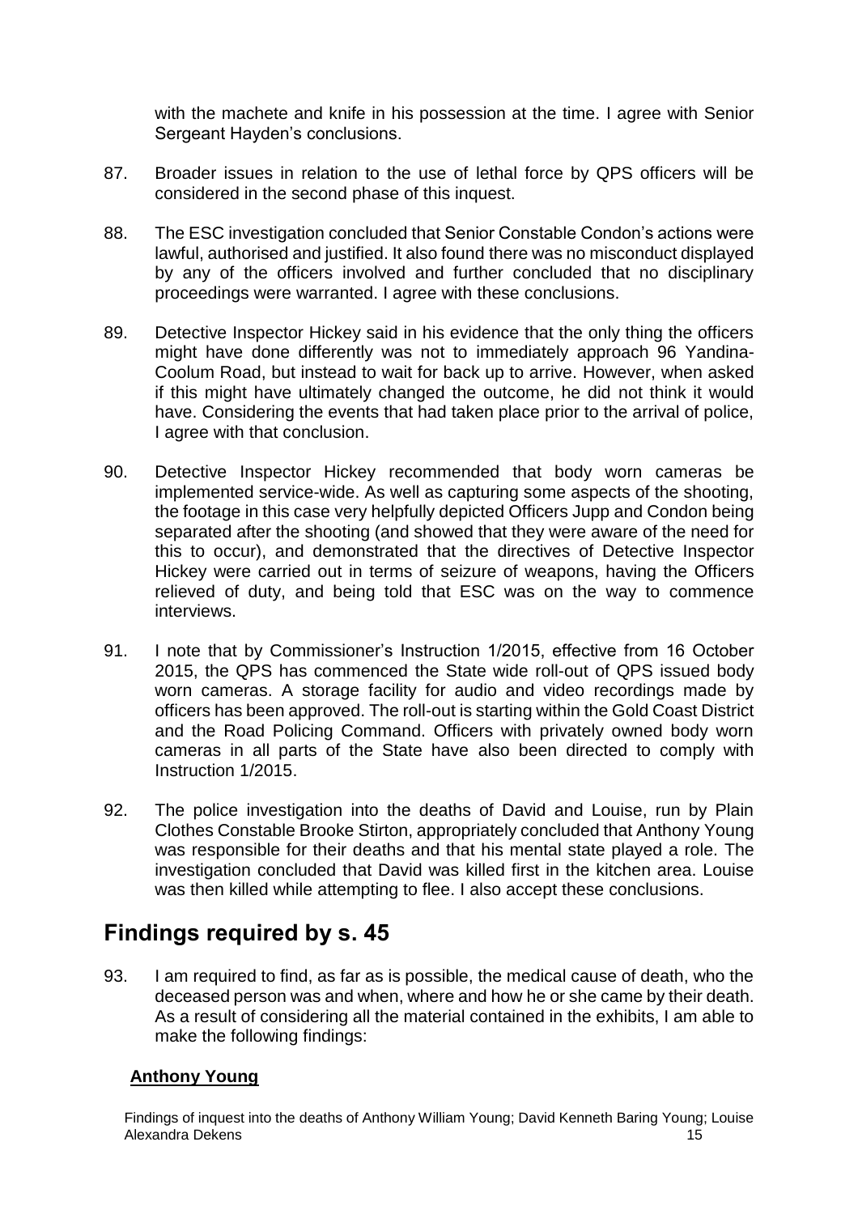with the machete and knife in his possession at the time. I agree with Senior Sergeant Hayden's conclusions.

87. Broader issues in relation to the use of lethal force by QPS officers will be considered in the second phase of this inquest.

88. The ESC investigation concluded that Senior Constable Condon's actions were lawful, authorised and justified. It also found there was no misconduct displayed by any of the officers involved and further concluded that no disciplinary proceedings were warranted. I agree with these conclusions.

89. Detective Inspector Hickey said in his evidence that the only thing the officers might have done differently was not to immediately approach 96 Yandina-Coolum Road, but instead to wait for back up to arrive. However, when asked if this might have ultimately changed the outcome, he did not think it would have. Considering the events that had taken place prior to the arrival of police, I agree with that conclusion.

90. Detective Inspector Hickey recommended that body worn cameras be implemented service-wide. As well as capturing some aspects of the shooting, the footage in this case very helpfully depicted Officers Jupp and Condon being separated after the shooting (and showed that they were aware of the need for this to occur), and demonstrated that the directives of Detective Inspector Hickey were carried out in terms of seizure of weapons, having the Officers relieved of duty, and being told that ESC was on the way to commence interviews.

91. I note that by Commissioner's Instruction 1/2015, effective from 16 October 2015, the QPS has commenced the State wide roll-out of QPS issued body worn cameras. A storage facility for audio and video recordings made by officers has been approved. The roll-out is starting within the Gold Coast District and the Road Policing Command. Officers with privately owned body worn cameras in all parts of the State have also been directed to comply with Instruction 1/2015.

92. The police investigation into the deaths of David and Louise, run by Plain Clothes Constable Brooke Stirton, appropriately concluded that Anthony Young was responsible for their deaths and that his mental state played a role. The investigation concluded that David was killed first in the kitchen area. Louise was then killed while attempting to flee. I also accept these conclusions.

## Findings required by s. 45

93. I am required to find, as far as is possible, the medical cause of death, who the deceased person was and when, where and how he or she came by their death. As a result of considering all the material contained in the exhibits, I am able to make the following findings:

### Anthony Young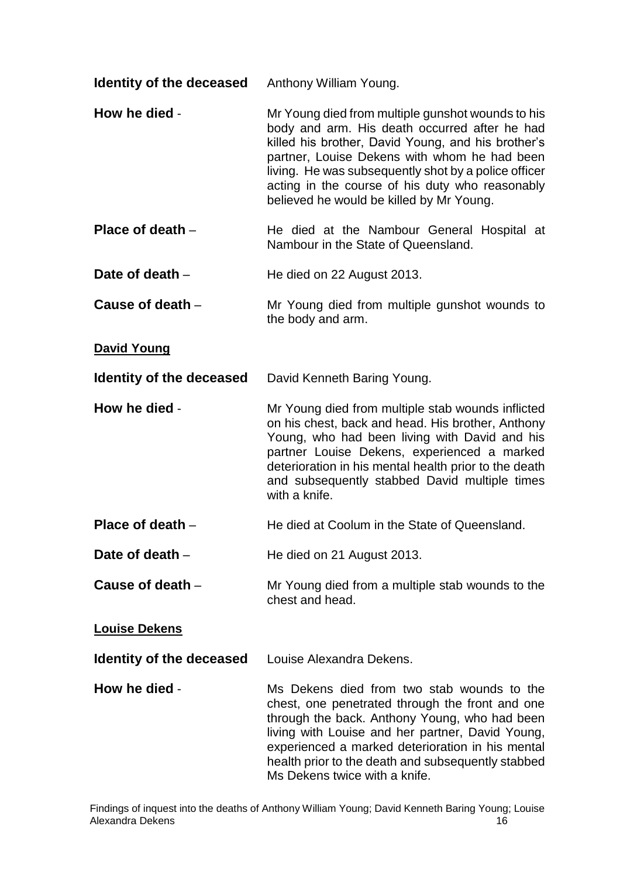**Identity of the deceased** Anthony William Young.

**How he died** - Mr Young died from multiple gunshot wounds to his body and arm. His death occurred after he had killed his brother, David Young, and his brother's partner, Louise Dekens with whom he had been living. He was subsequently shot by a police officer acting in the course of his duty who reasonably believed he would be killed by Mr Young.

**Place of death** – He died at the Nambour General Hospital at Nambour in the State of Queensland.

**Date of death** – He died on 22 August 2013.

**Cause of death** – Mr Young died from multiple gunshot wounds to the body and arm.

**David Young**

**Identity of the deceased** David Kenneth Baring Young.

**How he died** - Mr Young died from multiple stab wounds inflicted on his chest, back and head. His brother, Anthony Young, who had been living with David and his partner Louise Dekens, experienced a marked deterioration in his mental health prior to the death and subsequently stabbed David multiple times with a knife.

**Place of death** – He died at Coolum in the State of Queensland.

**Date of death** – He died on 21 August 2013.

**Cause of death** – Mr Young died from a multiple stab wounds to the chest and head.

**Louise Dekens**

**Identity of the deceased** Louise Alexandra Dekens.

**How he died** - Ms Dekens died from two stab wounds to the chest, one penetrated through the front and one through the back. Anthony Young, who had been living with Louise and her partner, David Young, experienced a marked deterioration in his mental health prior to the death and subsequently stabbed Ms Dekens twice with a knife.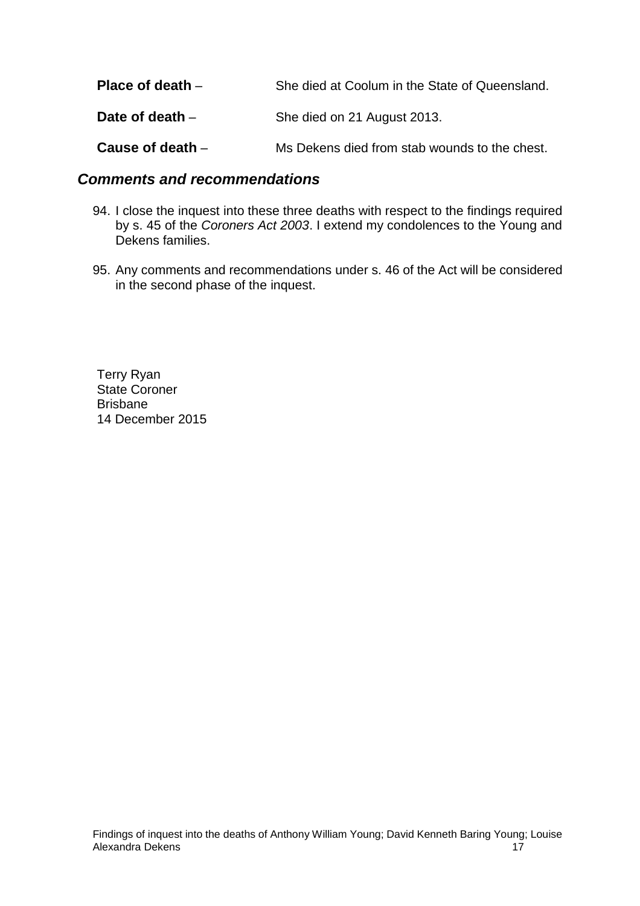**Place of death** – She died at Coolum in the State of Queensland.

**Date of death** – She died on 21 August 2013.

**Cause of death** – Ms Dekens died from stab wounds to the chest.

## *Comments and recommendations*

94. I close the inquest into these three deaths with respect to the findings required by s. 45 of the *Coroners Act 2003*. I extend my condolences to the Young and Dekens families.

95. Any comments and recommendations under s. 46 of the Act will be considered in the second phase of the inquest.

Terry Ryan
State Coroner
Brisbane
14 December 2015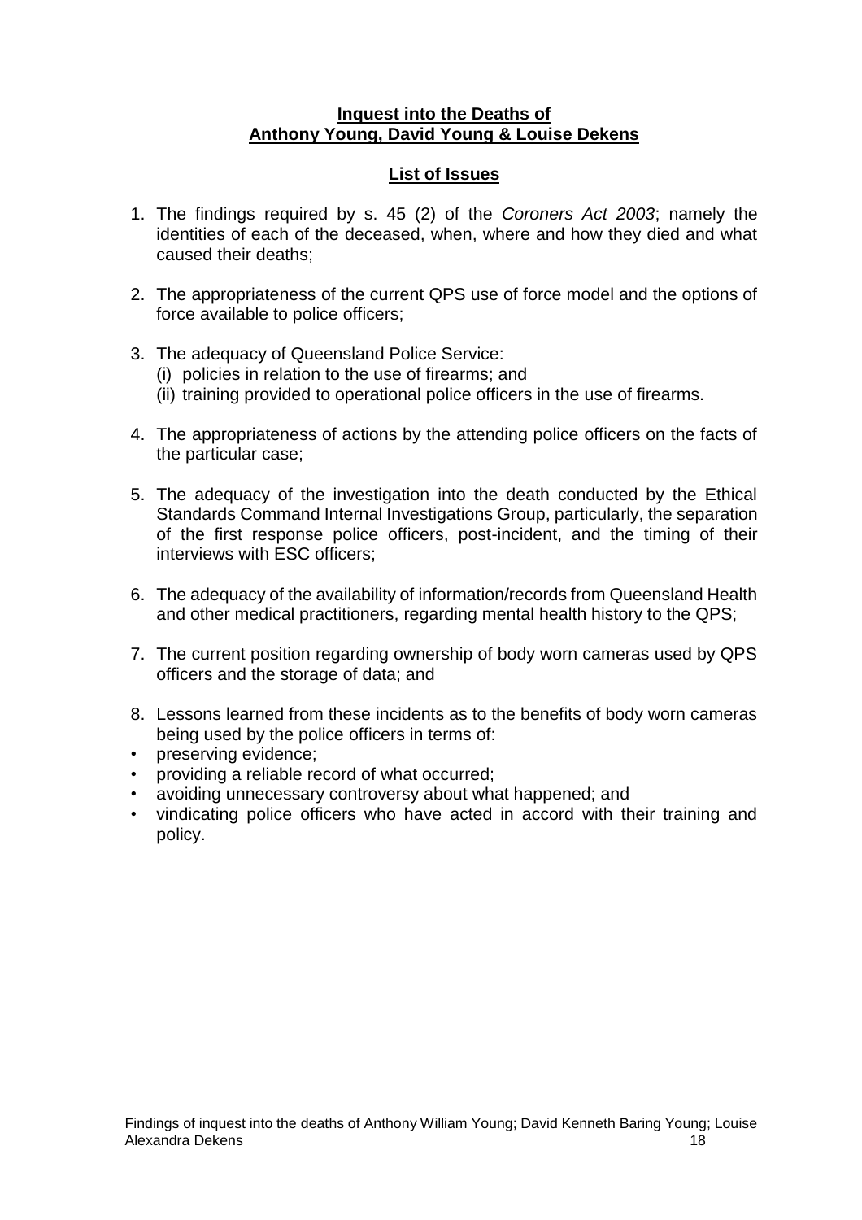**Inquest into the Deaths of**
**Anthony Young, David Young & Louise Dekens**

**List of Issues**

1. The findings required by s. 45 (2) of the *Coroners Act 2003*; namely the identities of each of the deceased, when, where and how they died and what caused their deaths;

2. The appropriateness of the current QPS use of force model and the options of force available to police officers;

3. The adequacy of Queensland Police Service:
   (i) policies in relation to the use of firearms; and
   (ii) training provided to operational police officers in the use of firearms.

4. The appropriateness of actions by the attending police officers on the facts of the particular case;

5. The adequacy of the investigation into the death conducted by the Ethical Standards Command Internal Investigations Group, particularly, the separation of the first response police officers, post-incident, and the timing of their interviews with ESC officers;

6. The adequacy of the availability of information/records from Queensland Health and other medical practitioners, regarding mental health history to the QPS;

7. The current position regarding ownership of body worn cameras used by QPS officers and the storage of data; and

8. Lessons learned from these incidents as to the benefits of body worn cameras being used by the police officers in terms of:

- preserving evidence;
- providing a reliable record of what occurred;
- avoiding unnecessary controversy about what happened; and
- vindicating police officers who have acted in accord with their training and policy.